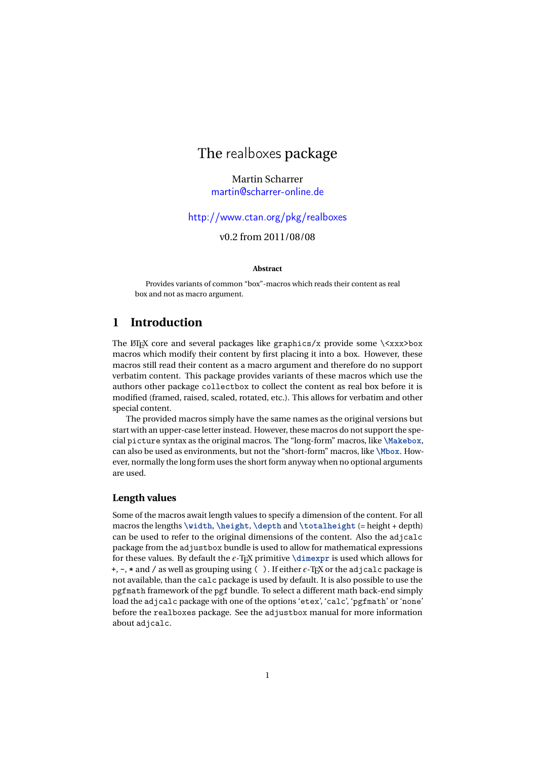# The realboxes package

Martin Scharrer
martin@scharrer-online.de

http://www.ctan.org/pkg/realboxes

v0.2 from 2011/08/08

**Abstract**

Provides variants of common "box"-macros which reads their content as real box and not as macro argument.

## 1 Introduction

The LaTeX core and several packages like `graphics/x` provide some `\<xxx>box` macros which modify their content by first placing it into a box. However, these macros still read their content as a macro argument and therefore do no support verbatim content. This package provides variants of these macros which use the authors other package `collectbox` to collect the content as real box before it is modified (framed, raised, scaled, rotated, etc.). This allows for verbatim and other special content.

The provided macros simply have the same names as the original versions but start with an upper-case letter instead. However, these macros do not support the special `picture` syntax as the original macros. The "long-form" macros, like `\Makebox`, can also be used as environments, but not the "short-form" macros, like `\Mbox`. However, normally the long form uses the short form anyway when no optional arguments are used.

### Length values

Some of the macros await length values to specify a dimension of the content. For all macros the lengths `\width`, `\height`, `\depth` and `\totalheight` (= height + depth) can be used to refer to the original dimensions of the content. Also the `adjcalc` package from the `adjustbox` bundle is used to allow for mathematical expressions for these values. By default the $\varepsilon$-TeX primitive `\dimexpr` is used which allows for `+`, `-`, `*` and `/` as well as grouping using `( )`. If either $\varepsilon$-TeX or the `adjcalc` package is not available, than the `calc` package is used by default. It is also possible to use the `pgfmath` framework of the `pgf` bundle. To select a different math back-end simply load the `adjcalc` package with one of the options '`etex`', '`calc`', '`pgfmath`' or '`none`' before the `realboxes` package. See the `adjustbox` manual for more information about `adjcalc`.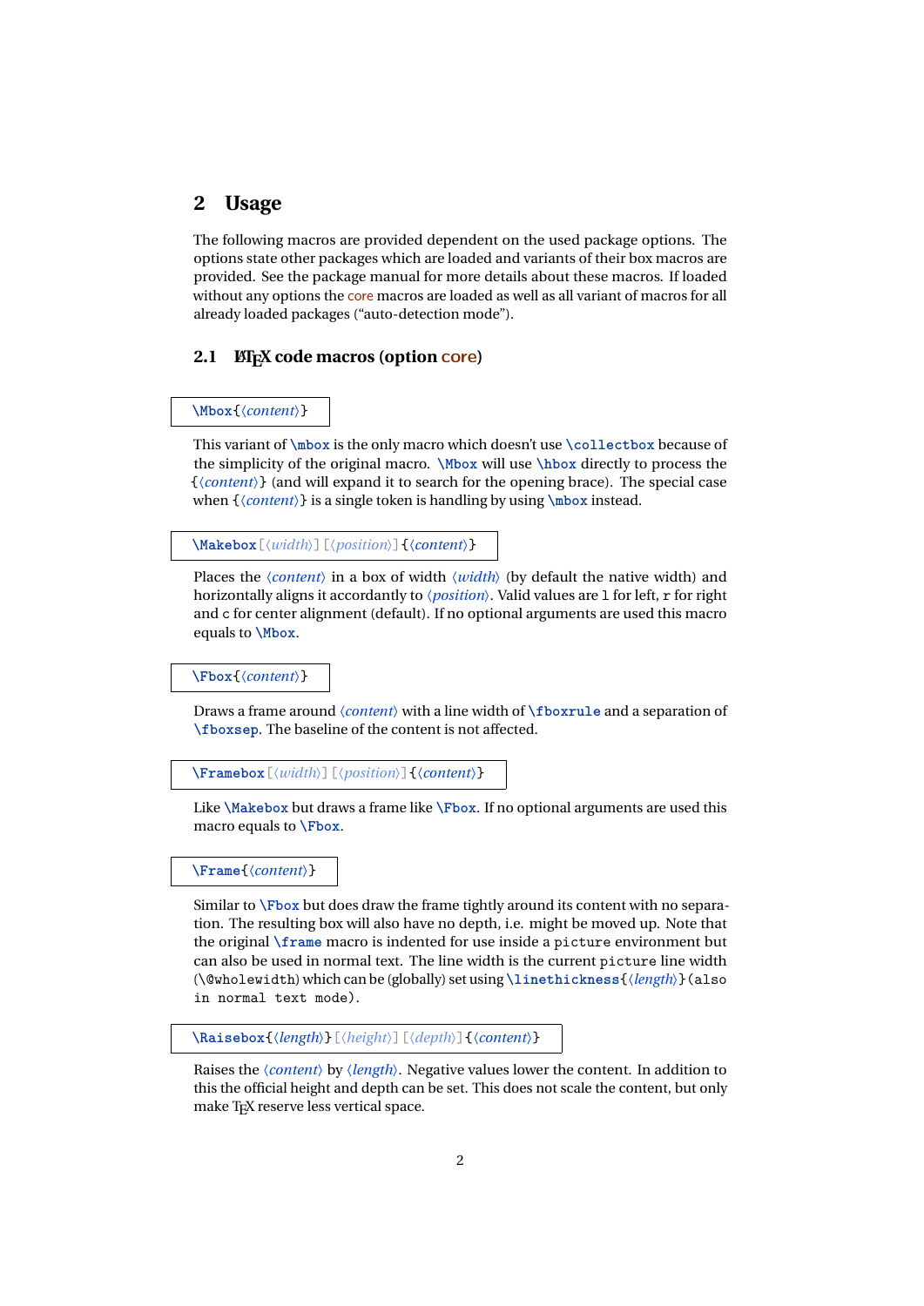## 2 Usage

The following macros are provided dependent on the used package options. The options state other packages which are loaded and variants of their box macros are provided. See the package manual for more details about these macros. If loaded without any options the core macros are loaded as well as all variant of macros for all already loaded packages ("auto-detection mode").

### 2.1 LaTeX code macros (option core)

`\Mbox{⟨content⟩}`

This variant of `\mbox` is the only macro which doesn't use `\collectbox` because of the simplicity of the original macro. `\Mbox` will use `\hbox` directly to process the `{⟨content⟩}` (and will expand it to search for the opening brace). The special case when `{⟨content⟩}` is a single token is handling by using `\mbox` instead.

`\Makebox[⟨width⟩][⟨position⟩]{⟨content⟩}`

Places the *⟨content⟩* in a box of width *⟨width⟩* (by default the native width) and horizontally aligns it accordantly to *⟨position⟩*. Valid values are `l` for left, `r` for right and `c` for center alignment (default). If no optional arguments are used this macro equals to `\Mbox`.

`\Fbox{⟨content⟩}`

Draws a frame around *⟨content⟩* with a line width of `\fboxrule` and a separation of `\fboxsep`. The baseline of the content is not affected.

`\Framebox[⟨width⟩][⟨position⟩]{⟨content⟩}`

Like `\Makebox` but draws a frame like `\Fbox`. If no optional arguments are used this macro equals to `\Fbox`.

`\Frame{⟨content⟩}`

Similar to `\Fbox` but does draw the frame tightly around its content with no separation. The resulting box will also have no depth, i.e. might be moved up. Note that the original `\frame` macro is indented for use inside a `picture` environment but can also be used in normal text. The line width is the current `picture` line width (`\@wholewidth`) which can be (globally) set using `\linethickness{⟨length⟩}` (`also in normal text mode`).

`\Raisebox{⟨length⟩}[⟨height⟩][⟨depth⟩]{⟨content⟩}`

Raises the *⟨content⟩* by *⟨length⟩*. Negative values lower the content. In addition to this the official height and depth can be set. This does not scale the content, but only make TeX reserve less vertical space.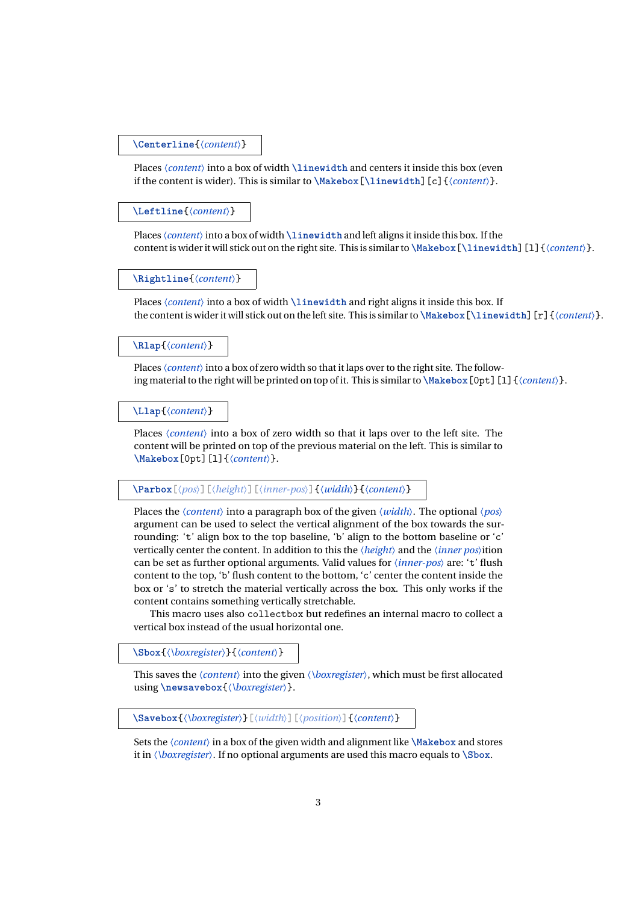`\Centerline{⟨content⟩}`

Places ⟨*content*⟩ into a box of width `\linewidth` and centers it inside this box (even if the content is wider). This is similar to `\Makebox[\linewidth][c]{⟨content⟩}`.

`\Leftline{⟨content⟩}`

Places ⟨*content*⟩ into a box of width `\linewidth` and left aligns it inside this box. If the content is wider it will stick out on the right site. This is similar to `\Makebox[\linewidth][l]{⟨content⟩}`.

`\Rightline{⟨content⟩}`

Places ⟨*content*⟩ into a box of width `\linewidth` and right aligns it inside this box. If the content is wider it will stick out on the left site. This is similar to `\Makebox[\linewidth][r]{⟨content⟩}`.

`\Rlap{⟨content⟩}`

Places ⟨*content*⟩ into a box of zero width so that it laps over to the right site. The following material to the right will be printed on top of it. This is similar to `\Makebox[0pt][l]{⟨content⟩}`.

`\Llap{⟨content⟩}`

Places ⟨*content*⟩ into a box of zero width so that it laps over to the left site. The content will be printed on top of the previous material on the left. This is similar to `\Makebox[0pt][l]{⟨content⟩}`.

`\Parbox[⟨pos⟩][⟨height⟩][⟨inner-pos⟩]{⟨width⟩}{⟨content⟩}`

Places the ⟨*content*⟩ into a paragraph box of the given ⟨*width*⟩. The optional ⟨*pos*⟩ argument can be used to select the vertical alignment of the box towards the surrounding: '`t`' align box to the top baseline, '`b`' align to the bottom baseline or '`c`' vertically center the content. In addition to this the ⟨*height*⟩ and the ⟨*inner pos*⟩ition can be set as further optional arguments. Valid values for ⟨*inner-pos*⟩ are: '`t`' flush content to the top, '`b`' flush content to the bottom, '`c`' center the content inside the box or '`s`' to stretch the material vertically across the box. This only works if the content contains something vertically stretchable.

This macro uses also `collectbox` but redefines an internal macro to collect a vertical box instead of the usual horizontal one.

`\Sbox{⟨\boxregister⟩}{⟨content⟩}`

This saves the ⟨*content*⟩ into the given ⟨*\boxregister*⟩, which must be first allocated using `\newsavebox{⟨\boxregister⟩}`.

`\Savebox{⟨\boxregister⟩}[⟨width⟩][⟨position⟩]{⟨content⟩}`

Sets the ⟨*content*⟩ in a box of the given width and alignment like `\Makebox` and stores it in ⟨*\boxregister*⟩. If no optional arguments are used this macro equals to `\Sbox`.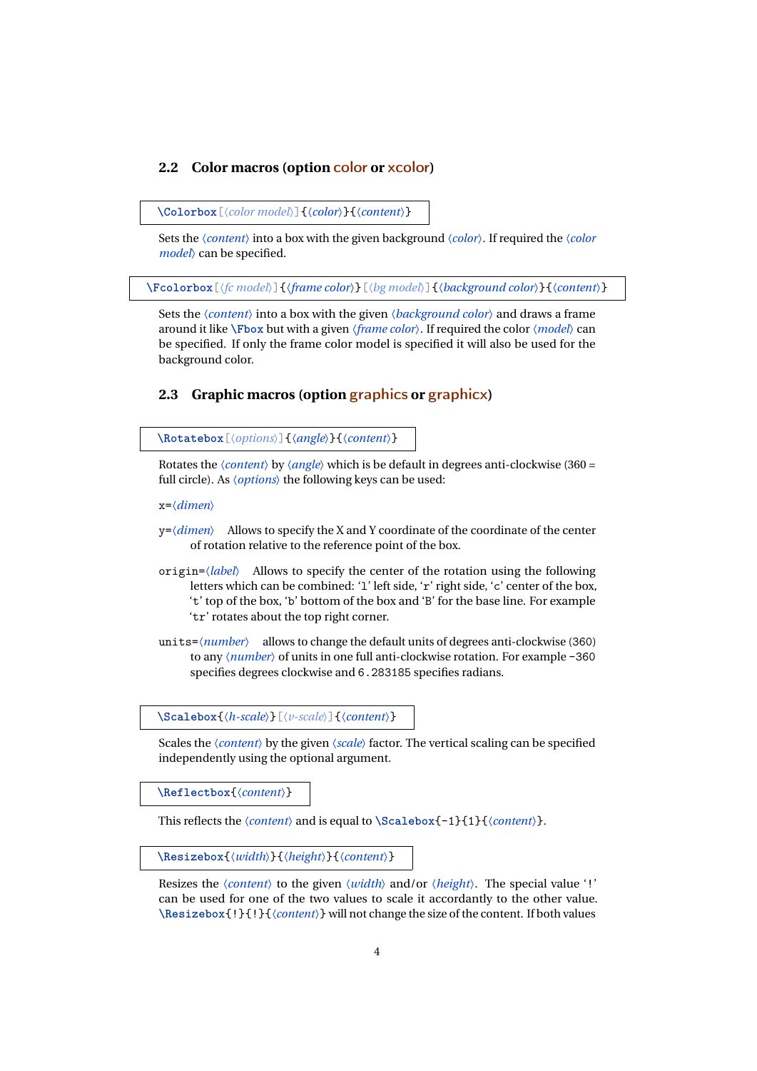## 2.2 Color macros (option color or xcolor)

```
\Colorbox[⟨color model⟩]{⟨color⟩}{⟨content⟩}
```

Sets the ⟨*content*⟩ into a box with the given background ⟨*color*⟩. If required the ⟨*color model*⟩ can be specified.

```
\Fcolorbox[⟨fc model⟩]{⟨frame color⟩}[⟨bg model⟩]{⟨background color⟩}{⟨content⟩}
```

Sets the ⟨*content*⟩ into a box with the given ⟨*background color*⟩ and draws a frame around it like `\Fbox` but with a given ⟨*frame color*⟩. If required the color ⟨*model*⟩ can be specified. If only the frame color model is specified it will also be used for the background color.

## 2.3 Graphic macros (option graphics or graphicx)

```
\Rotatebox[⟨options⟩]{⟨angle⟩}{⟨content⟩}
```

Rotates the ⟨*content*⟩ by ⟨*angle*⟩ which is be default in degrees anti-clockwise (360 = full circle). As ⟨*options*⟩ the following keys can be used:

`x=`⟨*dimen*⟩

`y=`⟨*dimen*⟩ Allows to specify the X and Y coordinate of the coordinate of the center of rotation relative to the reference point of the box.

`origin=`⟨*label*⟩ Allows to specify the center of the rotation using the following letters which can be combined: '`l`' left side, '`r`' right side, '`c`' center of the box, '`t`' top of the box, '`b`' bottom of the box and '`B`' for the base line. For example '`tr`' rotates about the top right corner.

`units=`⟨*number*⟩ allows to change the default units of degrees anti-clockwise (`360`) to any ⟨*number*⟩ of units in one full anti-clockwise rotation. For example `-360` specifies degrees clockwise and `6.283185` specifies radians.

```
\Scalebox{⟨h-scale⟩}[⟨v-scale⟩]{⟨content⟩}
```

Scales the ⟨*content*⟩ by the given ⟨*scale*⟩ factor. The vertical scaling can be specified independently using the optional argument.

```
\Reflectbox{⟨content⟩}
```

This reflects the ⟨*content*⟩ and is equal to `\Scalebox{-1}{1}{⟨content⟩}`.

```
\Resizebox{⟨width⟩}{⟨height⟩}{⟨content⟩}
```

Resizes the ⟨*content*⟩ to the given ⟨*width*⟩ and/or ⟨*height*⟩. The special value '`!`' can be used for one of the two values to scale it accordantly to the other value. `\Resizebox{!}{!}{⟨content⟩}` will not change the size of the content. If both values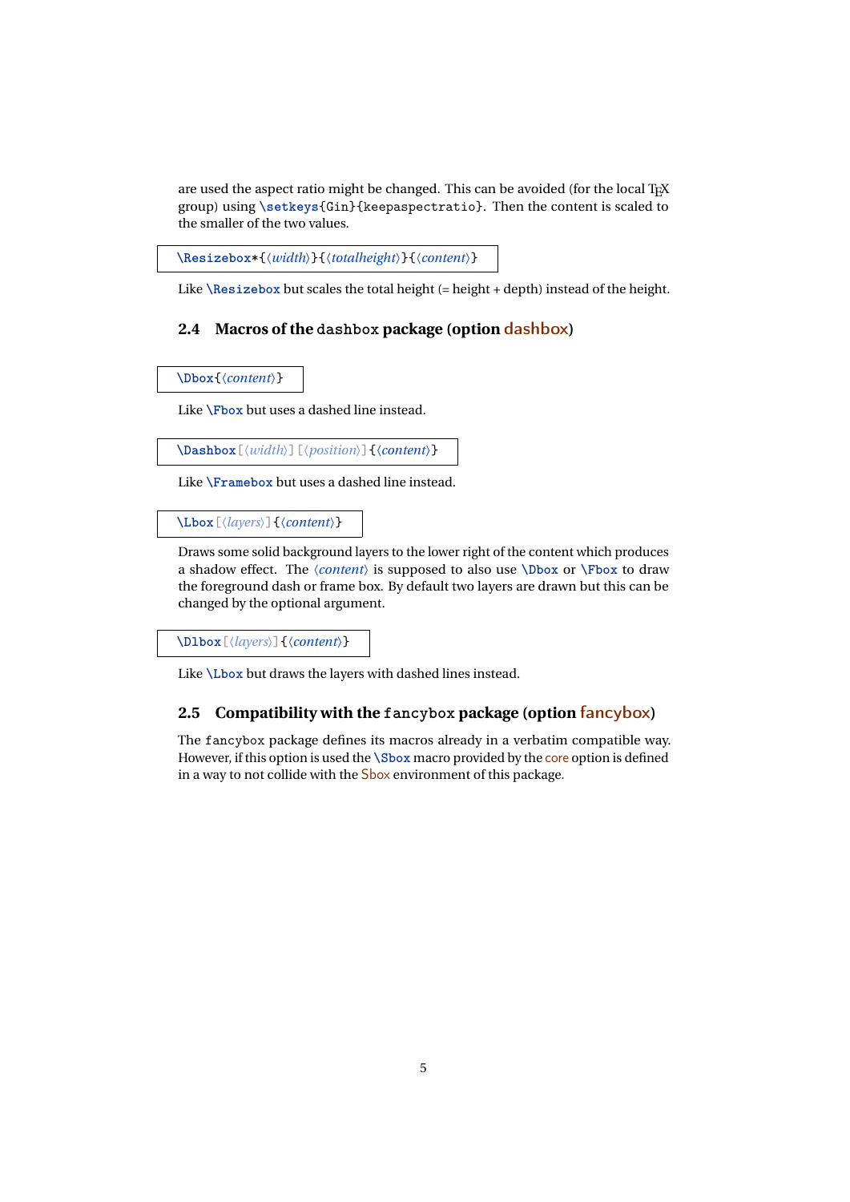are used the aspect ratio might be changed. This can be avoided (for the local TeX group) using `\setkeys{Gin}{keepaspectratio}`. Then the content is scaled to the smaller of the two values.

`\Resizebox*{⟨width⟩}{⟨totalheight⟩}{⟨content⟩}`

Like `\Resizebox` but scales the total height (= height + depth) instead of the height.

## 2.4 Macros of the `dashbox` package (option dashbox)

`\Dbox{⟨content⟩}`

Like `\Fbox` but uses a dashed line instead.

`\Dashbox[⟨width⟩][⟨position⟩]{⟨content⟩}`

Like `\Framebox` but uses a dashed line instead.

`\Lbox[⟨layers⟩]{⟨content⟩}`

Draws some solid background layers to the lower right of the content which produces a shadow effect. The ⟨content⟩ is supposed to also use `\Dbox` or `\Fbox` to draw the foreground dash or frame box. By default two layers are drawn but this can be changed by the optional argument.

`\Dlbox[⟨layers⟩]{⟨content⟩}`

Like `\Lbox` but draws the layers with dashed lines instead.

## 2.5 Compatibility with the `fancybox` package (option fancybox)

The `fancybox` package defines its macros already in a verbatim compatible way. However, if this option is used the `\Sbox` macro provided by the core option is defined in a way to not collide with the Sbox environment of this package.